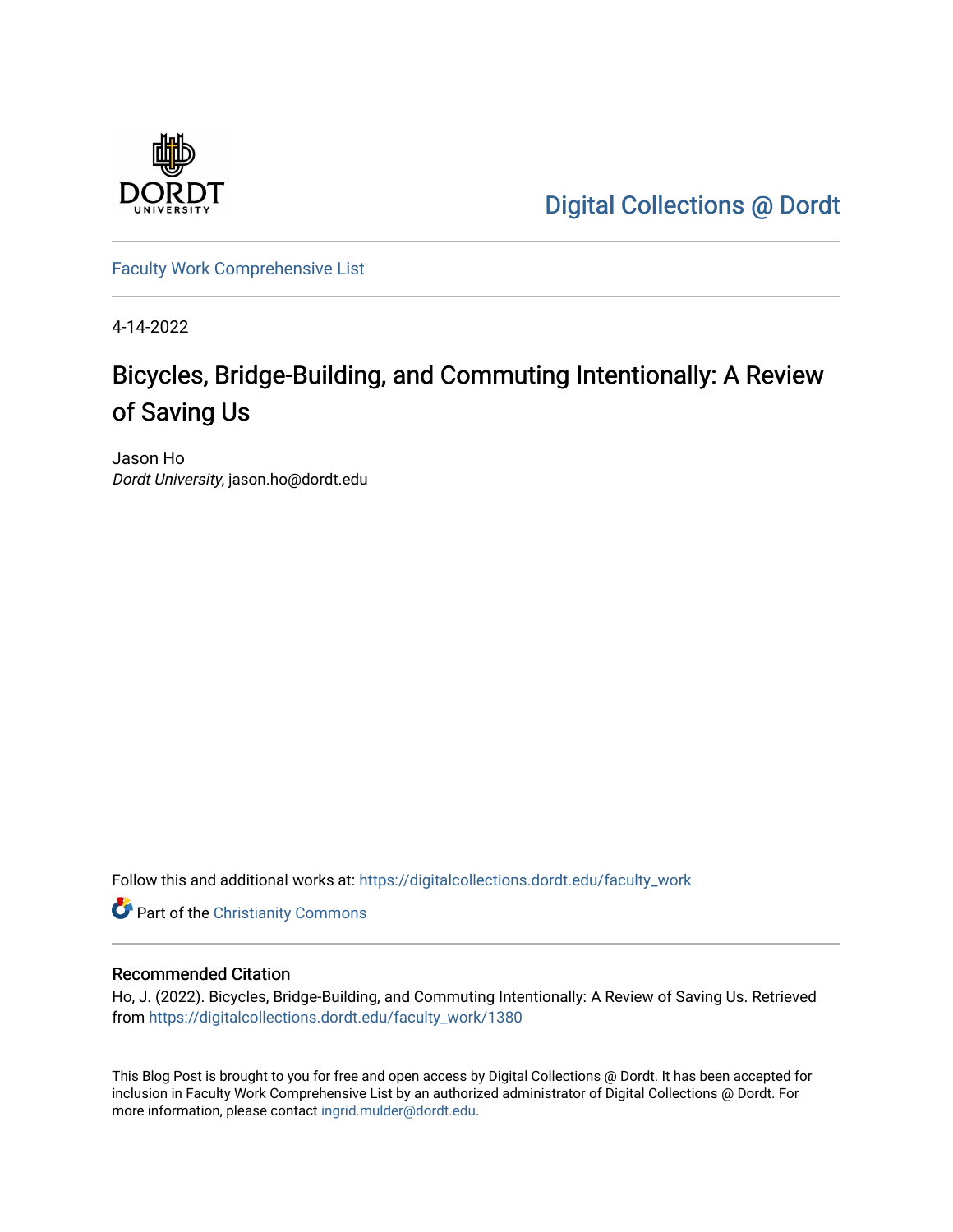Digital Collections @ Dordt

Faculty Work Comprehensive List

4-14-2022

# Bicycles, Bridge-Building, and Commuting Intentionally: A Review of Saving Us

Jason Ho
*Dordt University*, jason.ho@dordt.edu

Follow this and additional works at: https://digitalcollections.dordt.edu/faculty_work

Part of the Christianity Commons

## Recommended Citation

Ho, J. (2022). Bicycles, Bridge-Building, and Commuting Intentionally: A Review of Saving Us. Retrieved from https://digitalcollections.dordt.edu/faculty_work/1380

This Blog Post is brought to you for free and open access by Digital Collections @ Dordt. It has been accepted for inclusion in Faculty Work Comprehensive List by an authorized administrator of Digital Collections @ Dordt. For more information, please contact ingrid.mulder@dordt.edu.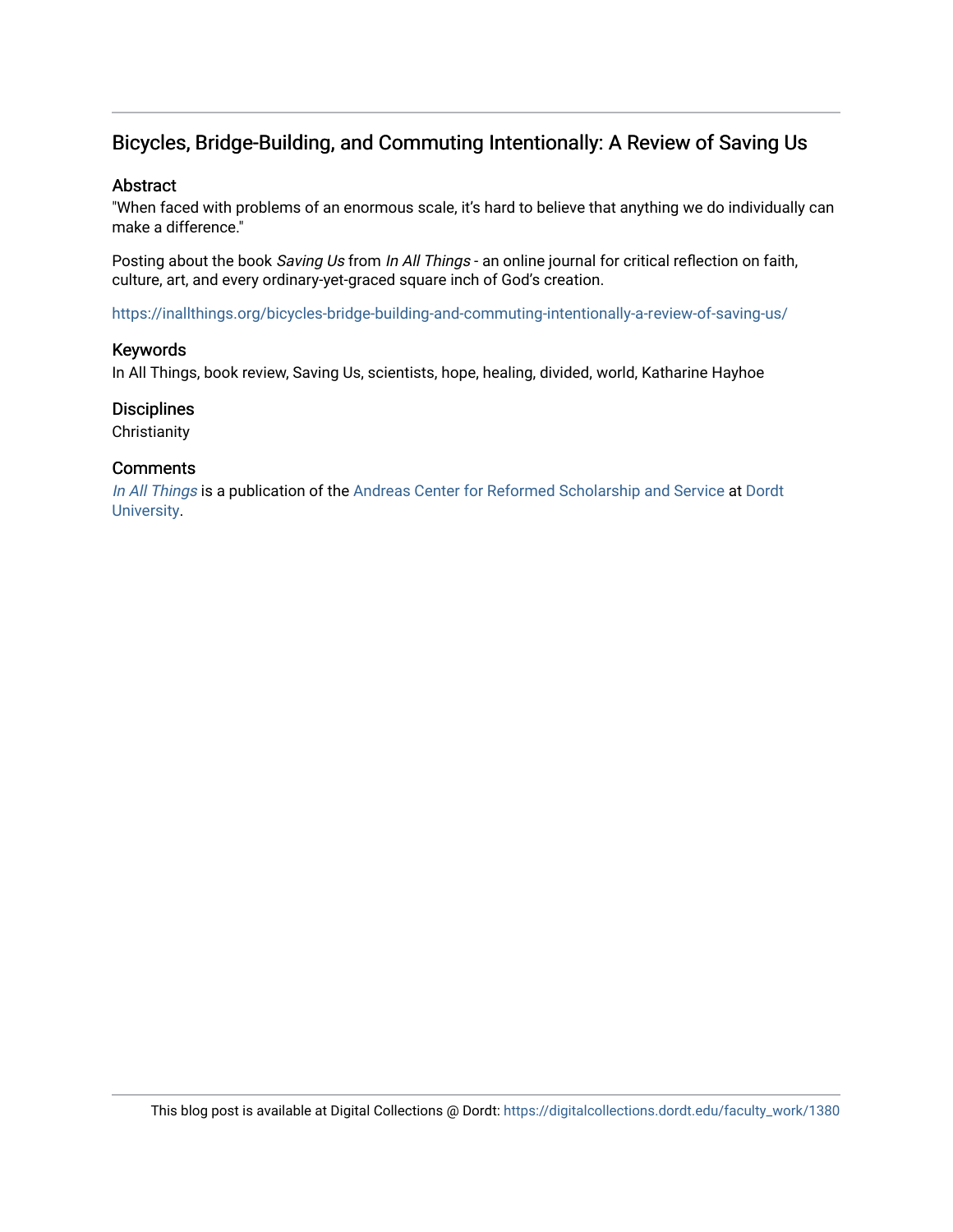## Bicycles, Bridge-Building, and Commuting Intentionally: A Review of Saving Us

### Abstract

"When faced with problems of an enormous scale, it's hard to believe that anything we do individually can make a difference."

Posting about the book *Saving Us* from *In All Things* - an online journal for critical reflection on faith, culture, art, and every ordinary-yet-graced square inch of God's creation.

https://inallthings.org/bicycles-bridge-building-and-commuting-intentionally-a-review-of-saving-us/

### Keywords

In All Things, book review, Saving Us, scientists, hope, healing, divided, world, Katharine Hayhoe

### Disciplines

Christianity

### Comments

*In All Things* is a publication of the Andreas Center for Reformed Scholarship and Service at Dordt University.

This blog post is available at Digital Collections @ Dordt: https://digitalcollections.dordt.edu/faculty_work/1380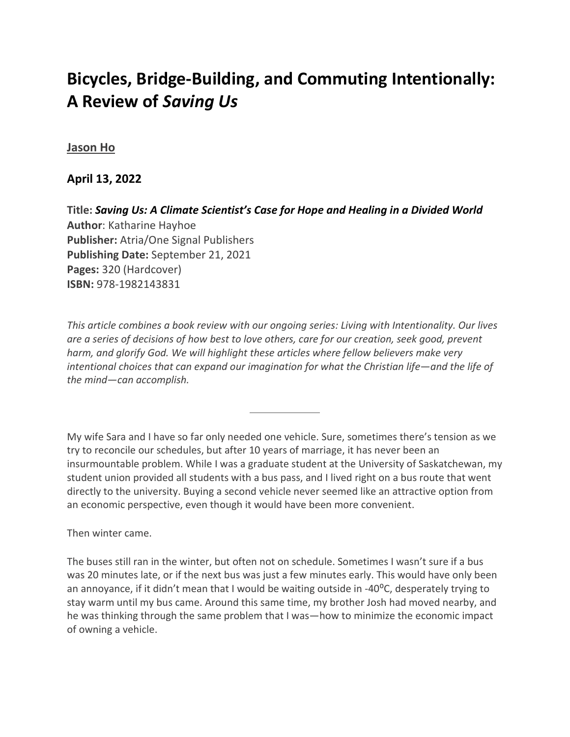# Bicycles, Bridge-Building, and Commuting Intentionally: A Review of *Saving Us*

**Jason Ho**

**April 13, 2022**

**Title:** ***Saving Us: A Climate Scientist's Case for Hope and Healing in a Divided World***
**Author**: Katharine Hayhoe
**Publisher:** Atria/One Signal Publishers
**Publishing Date:** September 21, 2021
**Pages:** 320 (Hardcover)
**ISBN:** 978-1982143831

*This article combines a book review with our ongoing series: Living with Intentionality. Our lives are a series of decisions of how best to love others, care for our creation, seek good, prevent harm, and glorify God. We will highlight these articles where fellow believers make very intentional choices that can expand our imagination for what the Christian life—and the life of the mind—can accomplish.*

---

My wife Sara and I have so far only needed one vehicle. Sure, sometimes there's tension as we try to reconcile our schedules, but after 10 years of marriage, it has never been an insurmountable problem. While I was a graduate student at the University of Saskatchewan, my student union provided all students with a bus pass, and I lived right on a bus route that went directly to the university. Buying a second vehicle never seemed like an attractive option from an economic perspective, even though it would have been more convenient.

Then winter came.

The buses still ran in the winter, but often not on schedule. Sometimes I wasn't sure if a bus was 20 minutes late, or if the next bus was just a few minutes early. This would have only been an annoyance, if it didn't mean that I would be waiting outside in -40°C, desperately trying to stay warm until my bus came. Around this same time, my brother Josh had moved nearby, and he was thinking through the same problem that I was—how to minimize the economic impact of owning a vehicle.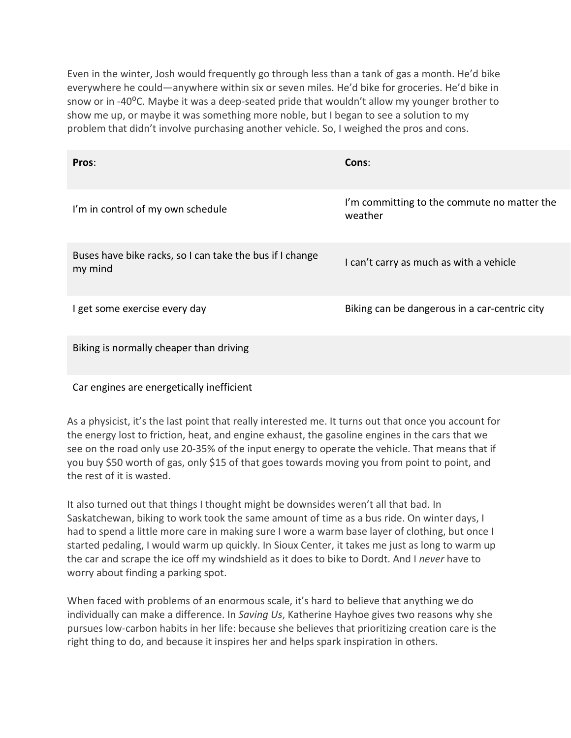Even in the winter, Josh would frequently go through less than a tank of gas a month. He'd bike everywhere he could—anywhere within six or seven miles. He'd bike for groceries. He'd bike in snow or in -40$^{o}$C. Maybe it was a deep-seated pride that wouldn't allow my younger brother to show me up, or maybe it was something more noble, but I began to see a solution to my problem that didn't involve purchasing another vehicle. So, I weighed the pros and cons.

| **Pros**: | **Cons**: |
| --- | --- |
| I'm in control of my own schedule | I'm committing to the commute no matter the weather |
| Buses have bike racks, so I can take the bus if I change my mind | I can't carry as much as with a vehicle |
| I get some exercise every day | Biking can be dangerous in a car-centric city |
| Biking is normally cheaper than driving | |
| Car engines are energetically inefficient | |

As a physicist, it's the last point that really interested me. It turns out that once you account for the energy lost to friction, heat, and engine exhaust, the gasoline engines in the cars that we see on the road only use 20-35% of the input energy to operate the vehicle. That means that if you buy $50 worth of gas, only $15 of that goes towards moving you from point to point, and the rest of it is wasted.

It also turned out that things I thought might be downsides weren't all that bad. In Saskatchewan, biking to work took the same amount of time as a bus ride. On winter days, I had to spend a little more care in making sure I wore a warm base layer of clothing, but once I started pedaling, I would warm up quickly. In Sioux Center, it takes me just as long to warm up the car and scrape the ice off my windshield as it does to bike to Dordt. And I *never* have to worry about finding a parking spot.

When faced with problems of an enormous scale, it's hard to believe that anything we do individually can make a difference. In *Saving Us*, Katherine Hayhoe gives two reasons why she pursues low-carbon habits in her life: because she believes that prioritizing creation care is the right thing to do, and because it inspires her and helps spark inspiration in others.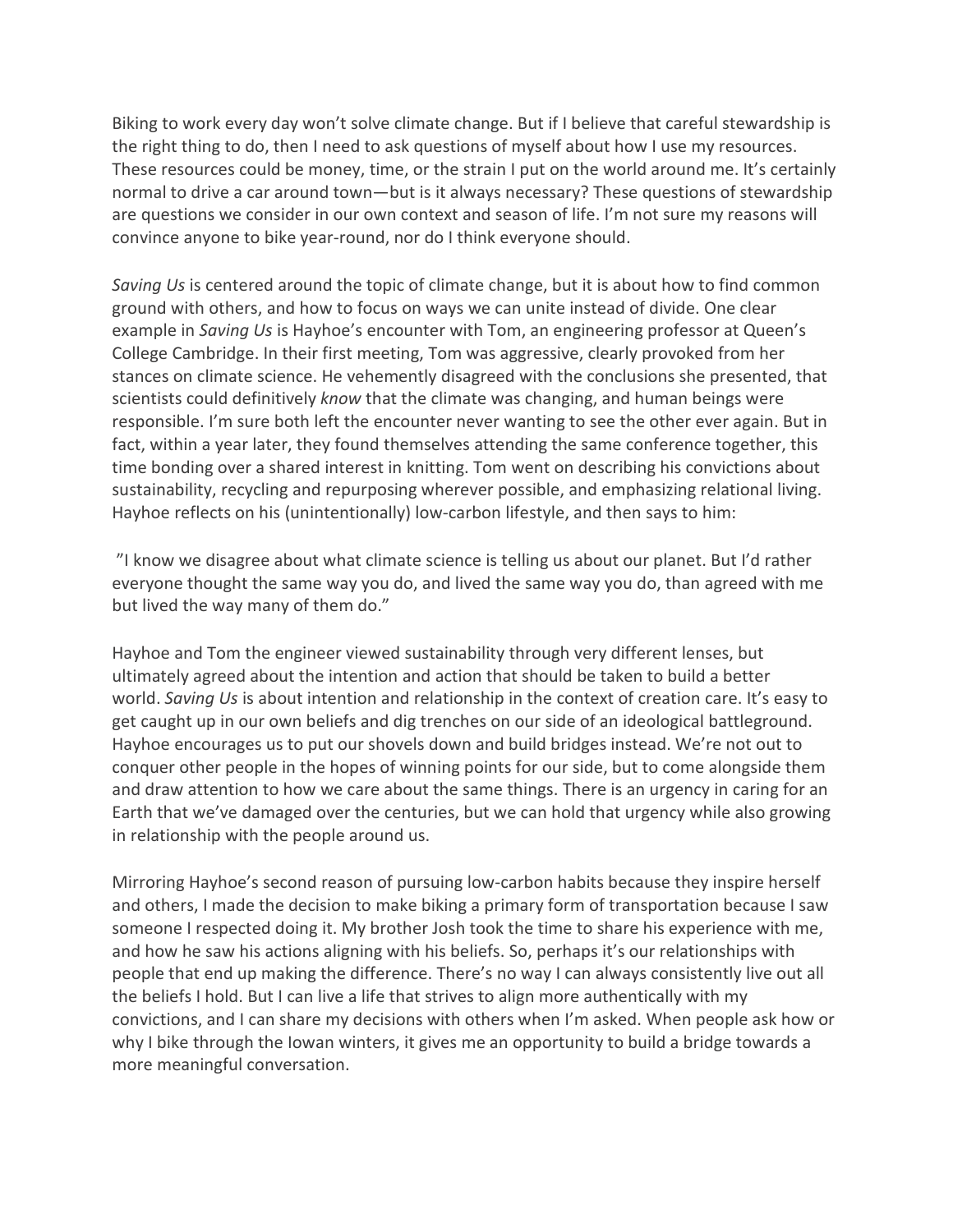Biking to work every day won't solve climate change. But if I believe that careful stewardship is the right thing to do, then I need to ask questions of myself about how I use my resources. These resources could be money, time, or the strain I put on the world around me. It's certainly normal to drive a car around town—but is it always necessary? These questions of stewardship are questions we consider in our own context and season of life. I'm not sure my reasons will convince anyone to bike year-round, nor do I think everyone should.

*Saving Us* is centered around the topic of climate change, but it is about how to find common ground with others, and how to focus on ways we can unite instead of divide. One clear example in *Saving Us* is Hayhoe's encounter with Tom, an engineering professor at Queen's College Cambridge. In their first meeting, Tom was aggressive, clearly provoked from her stances on climate science. He vehemently disagreed with the conclusions she presented, that scientists could definitively *know* that the climate was changing, and human beings were responsible. I'm sure both left the encounter never wanting to see the other ever again. But in fact, within a year later, they found themselves attending the same conference together, this time bonding over a shared interest in knitting. Tom went on describing his convictions about sustainability, recycling and repurposing wherever possible, and emphasizing relational living. Hayhoe reflects on his (unintentionally) low-carbon lifestyle, and then says to him:

"I know we disagree about what climate science is telling us about our planet. But I'd rather everyone thought the same way you do, and lived the same way you do, than agreed with me but lived the way many of them do."

Hayhoe and Tom the engineer viewed sustainability through very different lenses, but ultimately agreed about the intention and action that should be taken to build a better world. *Saving Us* is about intention and relationship in the context of creation care. It's easy to get caught up in our own beliefs and dig trenches on our side of an ideological battleground. Hayhoe encourages us to put our shovels down and build bridges instead. We're not out to conquer other people in the hopes of winning points for our side, but to come alongside them and draw attention to how we care about the same things. There is an urgency in caring for an Earth that we've damaged over the centuries, but we can hold that urgency while also growing in relationship with the people around us.

Mirroring Hayhoe's second reason of pursuing low-carbon habits because they inspire herself and others, I made the decision to make biking a primary form of transportation because I saw someone I respected doing it. My brother Josh took the time to share his experience with me, and how he saw his actions aligning with his beliefs. So, perhaps it's our relationships with people that end up making the difference. There's no way I can always consistently live out all the beliefs I hold. But I can live a life that strives to align more authentically with my convictions, and I can share my decisions with others when I'm asked. When people ask how or why I bike through the Iowan winters, it gives me an opportunity to build a bridge towards a more meaningful conversation.